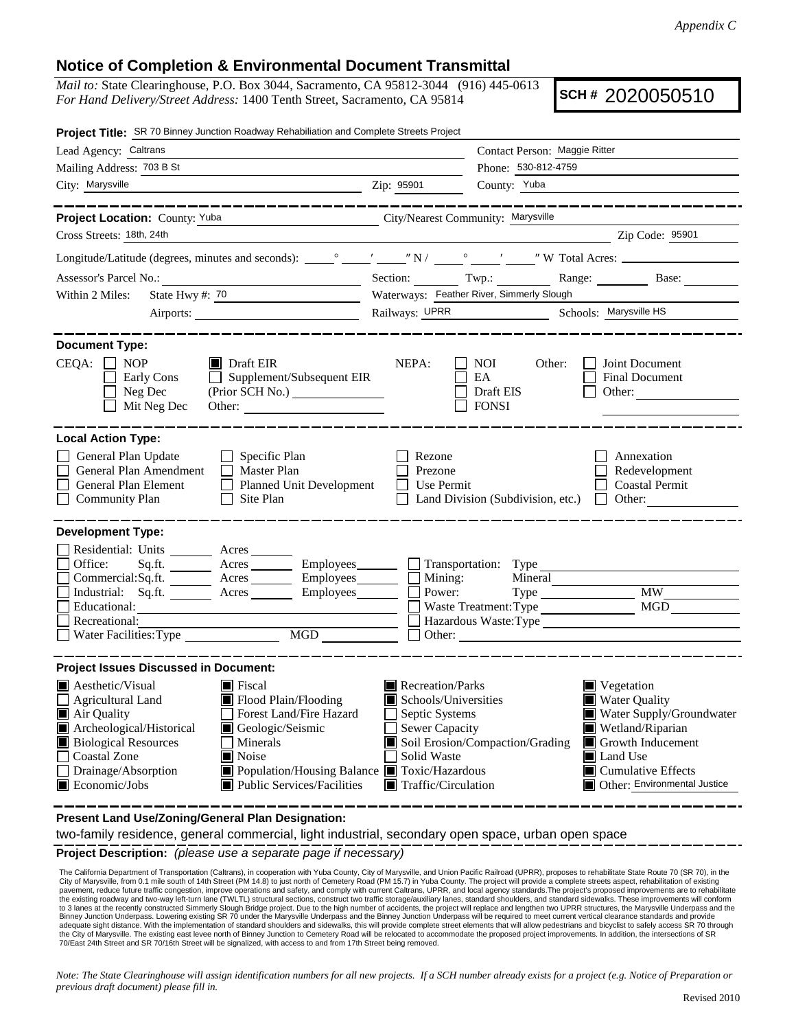*Appendix C*

## Notice of Completion & Environmental Document Transmittal

*Mail to:* State Clearinghouse, P.O. Box 3044, Sacramento, CA 95812-3044 (916) 445-0613
*For Hand Delivery/Street Address:* 1400 Tenth Street, Sacramento, CA 95814

**SCH #** 2020050510

**Project Title:** SR 70 Binney Junction Roadway Rehabiliation and Complete Streets Project

Lead Agency: Caltrans
Contact Person: Maggie Ritter
Mailing Address: 703 B St
Phone: 530-812-4759
City: Marysville
Zip: 95901
County: Yuba

**Project Location:** County: Yuba
City/Nearest Community: Marysville
Cross Streets: 18th, 24th
Zip Code: 95901

Longitude/Latitude (degrees, minutes and seconds): \_\_° \_\_′ \_\_″ N / \_\_° \_\_′ \_\_″ W Total Acres: \_\_\_\_

Assessor's Parcel No.: \_\_\_\_ Section: \_\_\_\_ Twp.: \_\_\_\_ Range: \_\_\_\_ Base: \_\_\_\_

Within 2 Miles: State Hwy #: 70
Waterways: Feather River, Simmerly Slough
Airports: \_\_\_\_
Railways: UPRR
Schools: Marysville HS

**Document Type:**

CEQA: ☐ NOP ☐ Early Cons ☐ Neg Dec ☐ Mit Neg Dec ☒ Draft EIR ☐ Supplement/Subsequent EIR (Prior SCH No.) \_\_\_\_ Other: \_\_\_\_

NEPA: ☐ NOI ☐ EA ☐ Draft EIS ☐ FONSI

Other: ☐ Joint Document ☐ Final Document ☐ Other: \_\_\_\_

**Local Action Type:**

☐ General Plan Update ☐ General Plan Amendment ☐ General Plan Element ☐ Community Plan ☐ Specific Plan ☐ Master Plan ☐ Planned Unit Development ☐ Site Plan ☐ Rezone ☐ Prezone ☐ Use Permit ☐ Land Division (Subdivision, etc.) ☐ Annexation ☐ Redevelopment ☐ Coastal Permit ☐ Other: \_\_\_\_

**Development Type:**

☐ Residential: Units \_\_\_\_ Acres \_\_\_\_
☐ Office: Sq.ft. \_\_\_\_ Acres \_\_\_\_ Employees \_\_\_\_
☐ Commercial: Sq.ft. \_\_\_\_ Acres \_\_\_\_ Employees \_\_\_\_
☐ Industrial: Sq.ft. \_\_\_\_ Acres \_\_\_\_ Employees \_\_\_\_
☐ Educational: \_\_\_\_
☐ Recreational: \_\_\_\_
☐ Water Facilities: Type \_\_\_\_ MGD \_\_\_\_
☐ Transportation: Type \_\_\_\_
☐ Mining: Mineral \_\_\_\_
☐ Power: Type \_\_\_\_ MW \_\_\_\_
☐ Waste Treatment: Type \_\_\_\_ MGD \_\_\_\_
☐ Hazardous Waste: Type \_\_\_\_
☐ Other: \_\_\_\_

**Project Issues Discussed in Document:**

☒ Aesthetic/Visual
☐ Agricultural Land
☒ Air Quality
☒ Archeological/Historical
☒ Biological Resources
☐ Coastal Zone
☐ Drainage/Absorption
☒ Economic/Jobs
☒ Fiscal
☒ Flood Plain/Flooding
☐ Forest Land/Fire Hazard
☒ Geologic/Seismic
☐ Minerals
☒ Noise
☒ Population/Housing Balance
☒ Public Services/Facilities
☒ Recreation/Parks
☒ Schools/Universities
☐ Septic Systems
☐ Sewer Capacity
☒ Soil Erosion/Compaction/Grading
☐ Solid Waste
☒ Toxic/Hazardous
☒ Traffic/Circulation
☒ Vegetation
☒ Water Quality
☒ Water Supply/Groundwater
☒ Wetland/Riparian
☒ Growth Inducement
☒ Land Use
☒ Cumulative Effects
☒ Other: Environmental Justice

**Present Land Use/Zoning/General Plan Designation:**

two-family residence, general commercial, light industrial, secondary open space, urban open space

**Project Description:** *(please use a separate page if necessary)*

The California Department of Transportation (Caltrans), in cooperation with Yuba County, City of Marysville, and Union Pacific Railroad (UPRR), proposes to rehabilitate State Route 70 (SR 70), in the City of Marysville, from 0.1 mile south of 14th Street (PM 14.8) to just north of Cemetery Road (PM 15.7) in Yuba County. The project will provide a complete streets aspect, rehabilitation of existing pavement, reduce future traffic congestion, improve operations and safety, and comply with current Caltrans, UPRR, and local agency standards.The project's proposed improvements are to rehabilitate the existing roadway and two-way left-turn lane (TWLTL) structural sections, construct two traffic storage/auxiliary lanes, standard shoulders, and standard sidewalks. These improvements will conform to 3 lanes at the recently constructed Simmerly Slough Bridge project. Due to the high number of accidents, the project will replace and lengthen two UPRR structures, the Marysville Underpass and the Binney Junction Underpass. Lowering existing SR 70 under the Marysville Underpass and the Binney Junction Underpass will be required to meet current vertical clearance standards and provide adequate sight distance. With the implementation of standard shoulders and sidewalks, this will provide complete street elements that will allow pedestrians and bicyclist to safely access SR 70 through the City of Marysville. The existing east levee north of Binney Junction to Cemetery Road will be relocated to accommodate the proposed project improvements. In addition, the intersections of SR 70/East 24th Street and SR 70/16th Street will be signalized, with access to and from 17th Street being removed.

*Note: The State Clearinghouse will assign identification numbers for all new projects. If a SCH number already exists for a project (e.g. Notice of Preparation or previous draft document) please fill in.*

Revised 2010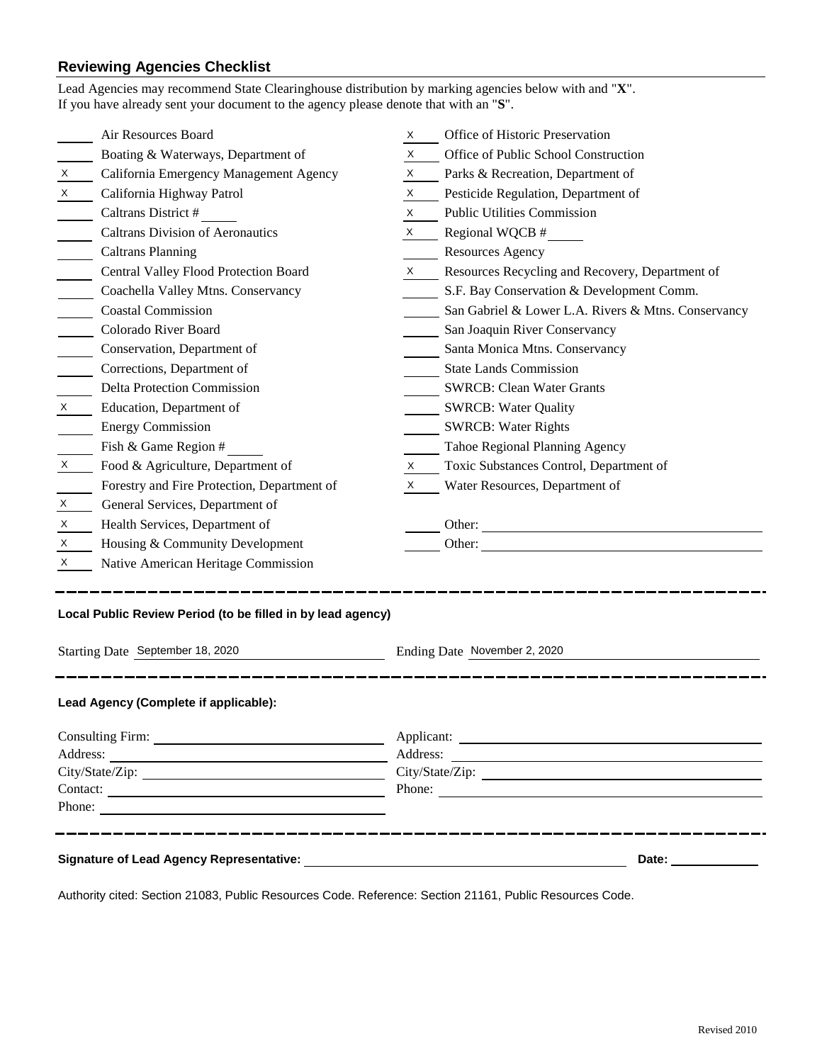## Reviewing Agencies Checklist

Lead Agencies may recommend State Clearinghouse distribution by marking agencies below with and "**X**".
If you have already sent your document to the agency please denote that with an "**S**".

| | | | |
|---|---|---|---|
| | Air Resources Board | X | Office of Historic Preservation |
| | Boating & Waterways, Department of | X | Office of Public School Construction |
| X | California Emergency Management Agency | X | Parks & Recreation, Department of |
| X | California Highway Patrol | X | Pesticide Regulation, Department of |
| | Caltrans District # ____ | X | Public Utilities Commission |
| | Caltrans Division of Aeronautics | X | Regional WQCB # ____ |
| | Caltrans Planning | | Resources Agency |
| | Central Valley Flood Protection Board | X | Resources Recycling and Recovery, Department of |
| | Coachella Valley Mtns. Conservancy | | S.F. Bay Conservation & Development Comm. |
| | Coastal Commission | | San Gabriel & Lower L.A. Rivers & Mtns. Conservancy |
| | Colorado River Board | | San Joaquin River Conservancy |
| | Conservation, Department of | | Santa Monica Mtns. Conservancy |
| | Corrections, Department of | | State Lands Commission |
| | Delta Protection Commission | | SWRCB: Clean Water Grants |
| X | Education, Department of | | SWRCB: Water Quality |
| | Energy Commission | | SWRCB: Water Rights |
| | Fish & Game Region # ____ | | Tahoe Regional Planning Agency |
| X | Food & Agriculture, Department of | X | Toxic Substances Control, Department of |
| | Forestry and Fire Protection, Department of | X | Water Resources, Department of |
| X | General Services, Department of | | |
| X | Health Services, Department of | | Other: ____ |
| X | Housing & Community Development | | Other: ____ |
| X | Native American Heritage Commission | | |

---

**Local Public Review Period (to be filled in by lead agency)**

Starting Date September 18, 2020 Ending Date November 2, 2020

---

**Lead Agency (Complete if applicable):**

Consulting Firm: ____ Applicant: ____
Address: ____ Address: ____
City/State/Zip: ____ City/State/Zip: ____
Contact: ____ Phone: ____
Phone: ____

---

**Signature of Lead Agency Representative:** ____ **Date:** ____

Authority cited: Section 21083, Public Resources Code. Reference: Section 21161, Public Resources Code.

Revised 2010